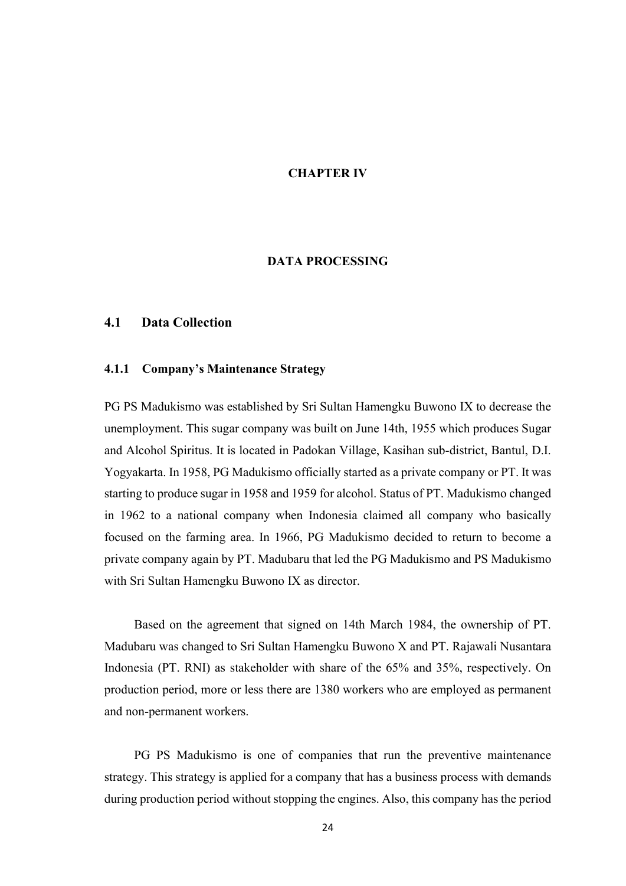# CHAPTER IV

# DATA PROCESSING

## 4.1 Data Collection

### 4.1.1 Company's Maintenance Strategy

PG PS Madukismo was established by Sri Sultan Hamengku Buwono IX to decrease the unemployment. This sugar company was built on June 14th, 1955 which produces Sugar and Alcohol Spiritus. It is located in Padokan Village, Kasihan sub-district, Bantul, D.I. Yogyakarta. In 1958, PG Madukismo officially started as a private company or PT. It was starting to produce sugar in 1958 and 1959 for alcohol. Status of PT. Madukismo changed in 1962 to a national company when Indonesia claimed all company who basically focused on the farming area. In 1966, PG Madukismo decided to return to become a private company again by PT. Madubaru that led the PG Madukismo and PS Madukismo with Sri Sultan Hamengku Buwono IX as director.

Based on the agreement that signed on 14th March 1984, the ownership of PT. Madubaru was changed to Sri Sultan Hamengku Buwono X and PT. Rajawali Nusantara Indonesia (PT. RNI) as stakeholder with share of the 65% and 35%, respectively. On production period, more or less there are 1380 workers who are employed as permanent and non-permanent workers.

PG PS Madukismo is one of companies that run the preventive maintenance strategy. This strategy is applied for a company that has a business process with demands during production period without stopping the engines. Also, this company has the period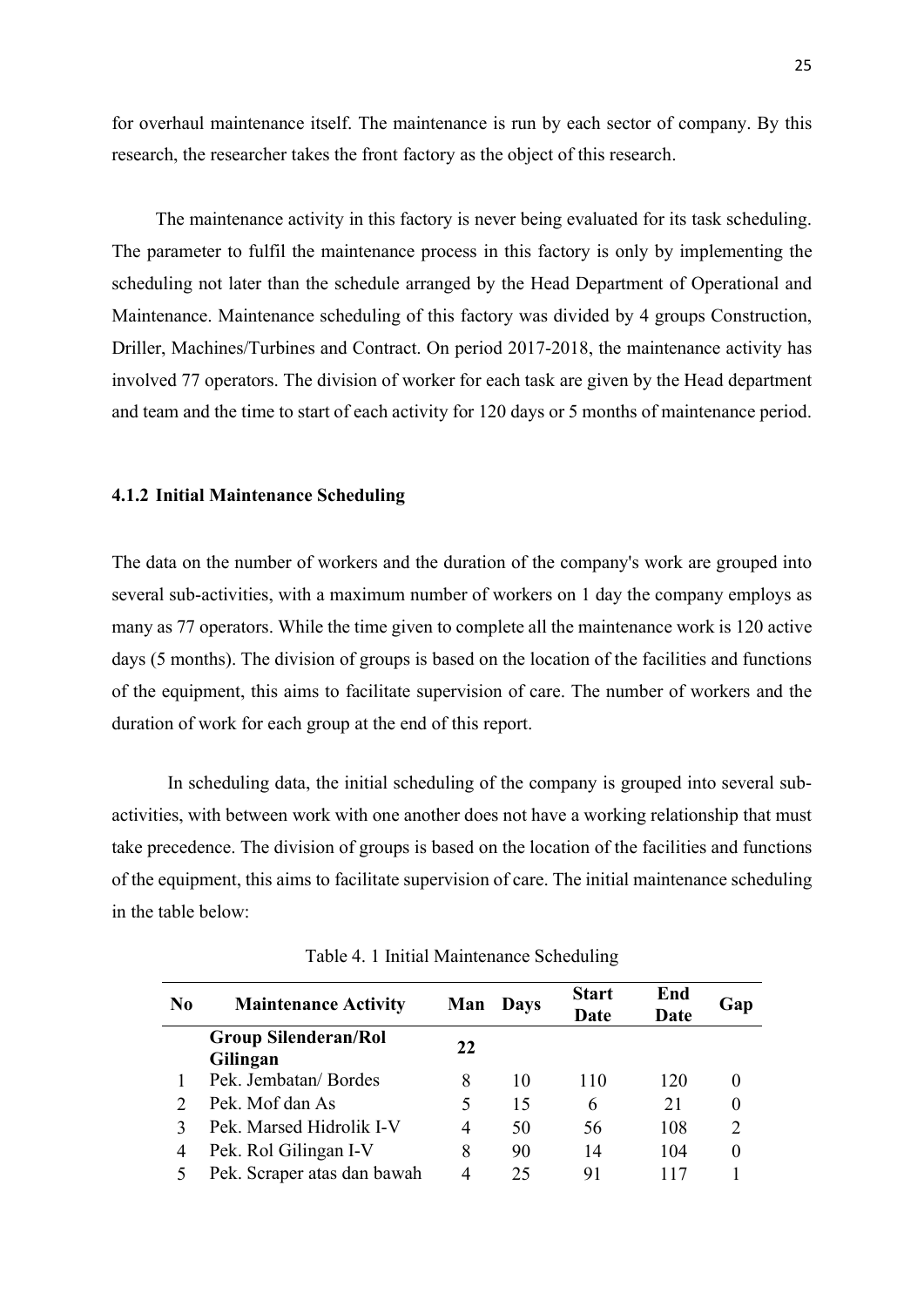for overhaul maintenance itself. The maintenance is run by each sector of company. By this research, the researcher takes the front factory as the object of this research.

The maintenance activity in this factory is never being evaluated for its task scheduling. The parameter to fulfil the maintenance process in this factory is only by implementing the scheduling not later than the schedule arranged by the Head Department of Operational and Maintenance. Maintenance scheduling of this factory was divided by 4 groups Construction, Driller, Machines/Turbines and Contract. On period 2017-2018, the maintenance activity has involved 77 operators. The division of worker for each task are given by the Head department and team and the time to start of each activity for 120 days or 5 months of maintenance period.

### 4.1.2 Initial Maintenance Scheduling

The data on the number of workers and the duration of the company's work are grouped into several sub-activities, with a maximum number of workers on 1 day the company employs as many as 77 operators. While the time given to complete all the maintenance work is 120 active days (5 months). The division of groups is based on the location of the facilities and functions of the equipment, this aims to facilitate supervision of care. The number of workers and the duration of work for each group at the end of this report.

In scheduling data, the initial scheduling of the company is grouped into several sub-activities, with between work with one another does not have a working relationship that must take precedence. The division of groups is based on the location of the facilities and functions of the equipment, this aims to facilitate supervision of care. The initial maintenance scheduling in the table below:

Table 4. 1 Initial Maintenance Scheduling

| No | Maintenance Activity | Man | Days | Start Date | End Date | Gap |
|---|---|---|---|---|---|---|
| | **Group Silenderan/Rol Gilingan** | **22** | | | | |
| 1 | Pek. Jembatan/ Bordes | 8 | 10 | 110 | 120 | 0 |
| 2 | Pek. Mof dan As | 5 | 15 | 6 | 21 | 0 |
| 3 | Pek. Marsed Hidrolik I-V | 4 | 50 | 56 | 108 | 2 |
| 4 | Pek. Rol Gilingan I-V | 8 | 90 | 14 | 104 | 0 |
| 5 | Pek. Scraper atas dan bawah | 4 | 25 | 91 | 117 | 1 |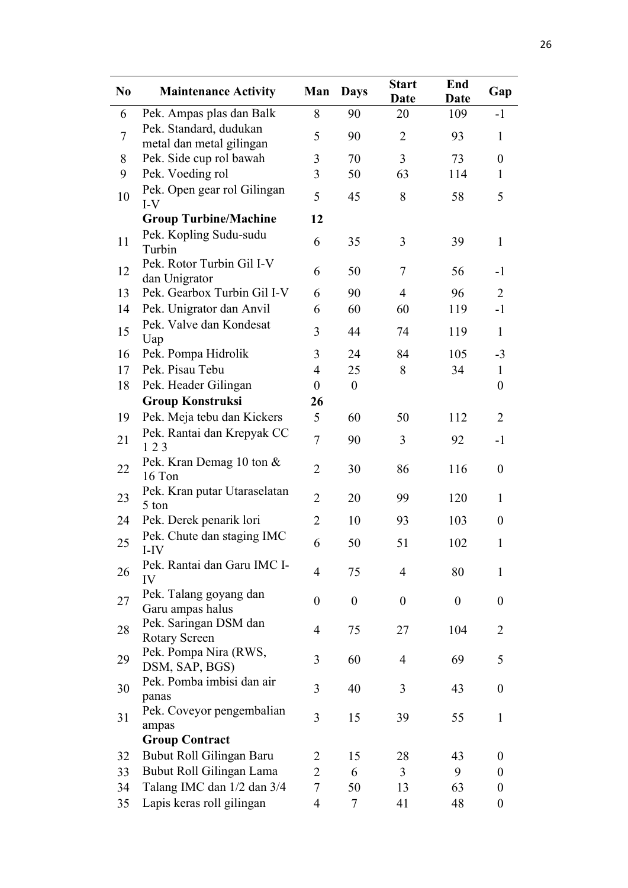| No | Maintenance Activity | Man | Days | Start Date | End Date | Gap |
|---|---|---|---|---|---|---|
| 6 | Pek. Ampas plas dan Balk | 8 | 90 | 20 | 109 | -1 |
| 7 | Pek. Standard, dudukan metal dan metal gilingan | 5 | 90 | 2 | 93 | 1 |
| 8 | Pek. Side cup rol bawah | 3 | 70 | 3 | 73 | 0 |
| 9 | Pek. Voeding rol | 3 | 50 | 63 | 114 | 1 |
| 10 | Pek. Open gear rol Gilingan I-V | 5 | 45 | 8 | 58 | 5 |
| | **Group Turbine/Machine** | **12** | | | | |
| 11 | Pek. Kopling Sudu-sudu Turbin | 6 | 35 | 3 | 39 | 1 |
| 12 | Pek. Rotor Turbin Gil I-V dan Unigrator | 6 | 50 | 7 | 56 | -1 |
| 13 | Pek. Gearbox Turbin Gil I-V | 6 | 90 | 4 | 96 | 2 |
| 14 | Pek. Unigrator dan Anvil | 6 | 60 | 60 | 119 | -1 |
| 15 | Pek. Valve dan Kondesat Uap | 3 | 44 | 74 | 119 | 1 |
| 16 | Pek. Pompa Hidrolik | 3 | 24 | 84 | 105 | -3 |
| 17 | Pek. Pisau Tebu | 4 | 25 | 8 | 34 | 1 |
| 18 | Pek. Header Gilingan | 0 | 0 | | | 0 |
| | **Group Konstruksi** | **26** | | | | |
| 19 | Pek. Meja tebu dan Kickers | 5 | 60 | 50 | 112 | 2 |
| 21 | Pek. Rantai dan Krepyak CC 1 2 3 | 7 | 90 | 3 | 92 | -1 |
| 22 | Pek. Kran Demag 10 ton & 16 Ton | 2 | 30 | 86 | 116 | 0 |
| 23 | Pek. Kran putar Utaraselatan 5 ton | 2 | 20 | 99 | 120 | 1 |
| 24 | Pek. Derek penarik lori | 2 | 10 | 93 | 103 | 0 |
| 25 | Pek. Chute dan staging IMC I-IV | 6 | 50 | 51 | 102 | 1 |
| 26 | Pek. Rantai dan Garu IMC I-IV | 4 | 75 | 4 | 80 | 1 |
| 27 | Pek. Talang goyang dan Garu ampas halus | 0 | 0 | 0 | 0 | 0 |
| 28 | Pek. Saringan DSM dan Rotary Screen | 4 | 75 | 27 | 104 | 2 |
| 29 | Pek. Pompa Nira (RWS, DSM, SAP, BGS) | 3 | 60 | 4 | 69 | 5 |
| 30 | Pek. Pomba imbisi dan air panas | 3 | 40 | 3 | 43 | 0 |
| 31 | Pek. Coveyor pengembalian ampas | 3 | 15 | 39 | 55 | 1 |
| | **Group Contract** | | | | | |
| 32 | Bubut Roll Gilingan Baru | 2 | 15 | 28 | 43 | 0 |
| 33 | Bubut Roll Gilingan Lama | 2 | 6 | 3 | 9 | 0 |
| 34 | Talang IMC dan 1/2 dan 3/4 | 7 | 50 | 13 | 63 | 0 |
| 35 | Lapis keras roll gilingan | 4 | 7 | 41 | 48 | 0 |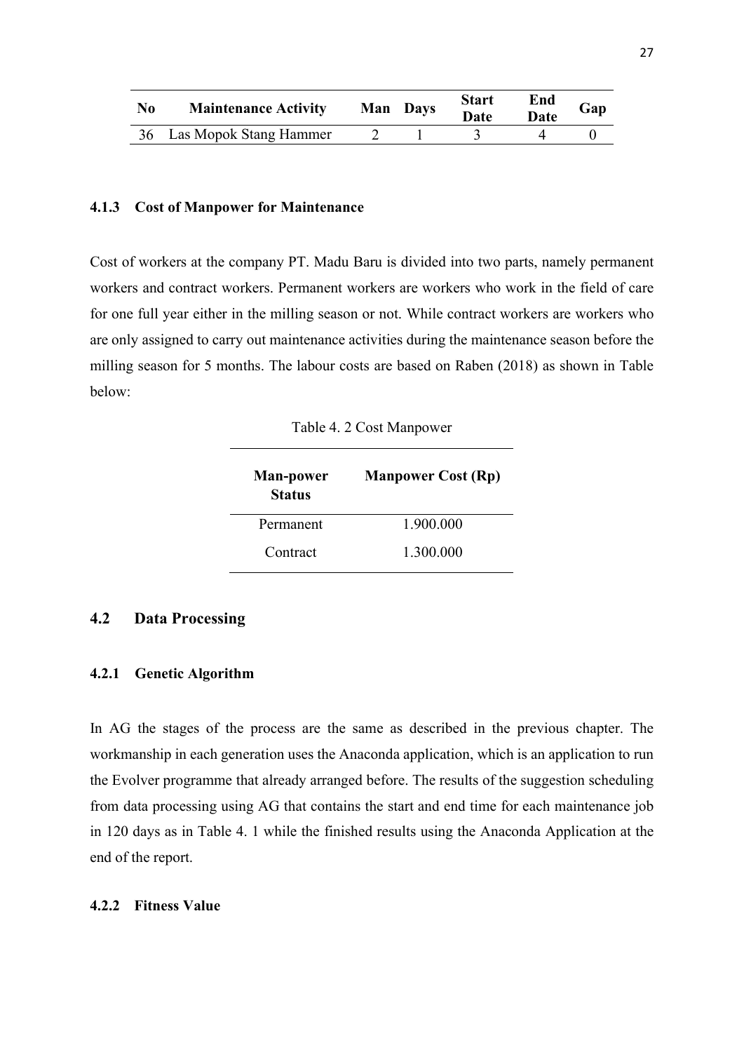| No | Maintenance Activity | Man | Days | Start Date | End Date | Gap |
|---|---|---|---|---|---|---|
| 36 | Las Mopok Stang Hammer | 2 | 1 | 3 | 4 | 0 |

### 4.1.3 Cost of Manpower for Maintenance

Cost of workers at the company PT. Madu Baru is divided into two parts, namely permanent workers and contract workers. Permanent workers are workers who work in the field of care for one full year either in the milling season or not. While contract workers are workers who are only assigned to carry out maintenance activities during the maintenance season before the milling season for 5 months. The labour costs are based on Raben (2018) as shown in Table below:

Table 4. 2 Cost Manpower

| Man-power Status | Manpower Cost (Rp) |
|---|---|
| Permanent | 1.900.000 |
| Contract | 1.300.000 |

## 4.2 Data Processing

### 4.2.1 Genetic Algorithm

In AG the stages of the process are the same as described in the previous chapter. The workmanship in each generation uses the Anaconda application, which is an application to run the Evolver programme that already arranged before. The results of the suggestion scheduling from data processing using AG that contains the start and end time for each maintenance job in 120 days as in Table 4. 1 while the finished results using the Anaconda Application at the end of the report.

### 4.2.2 Fitness Value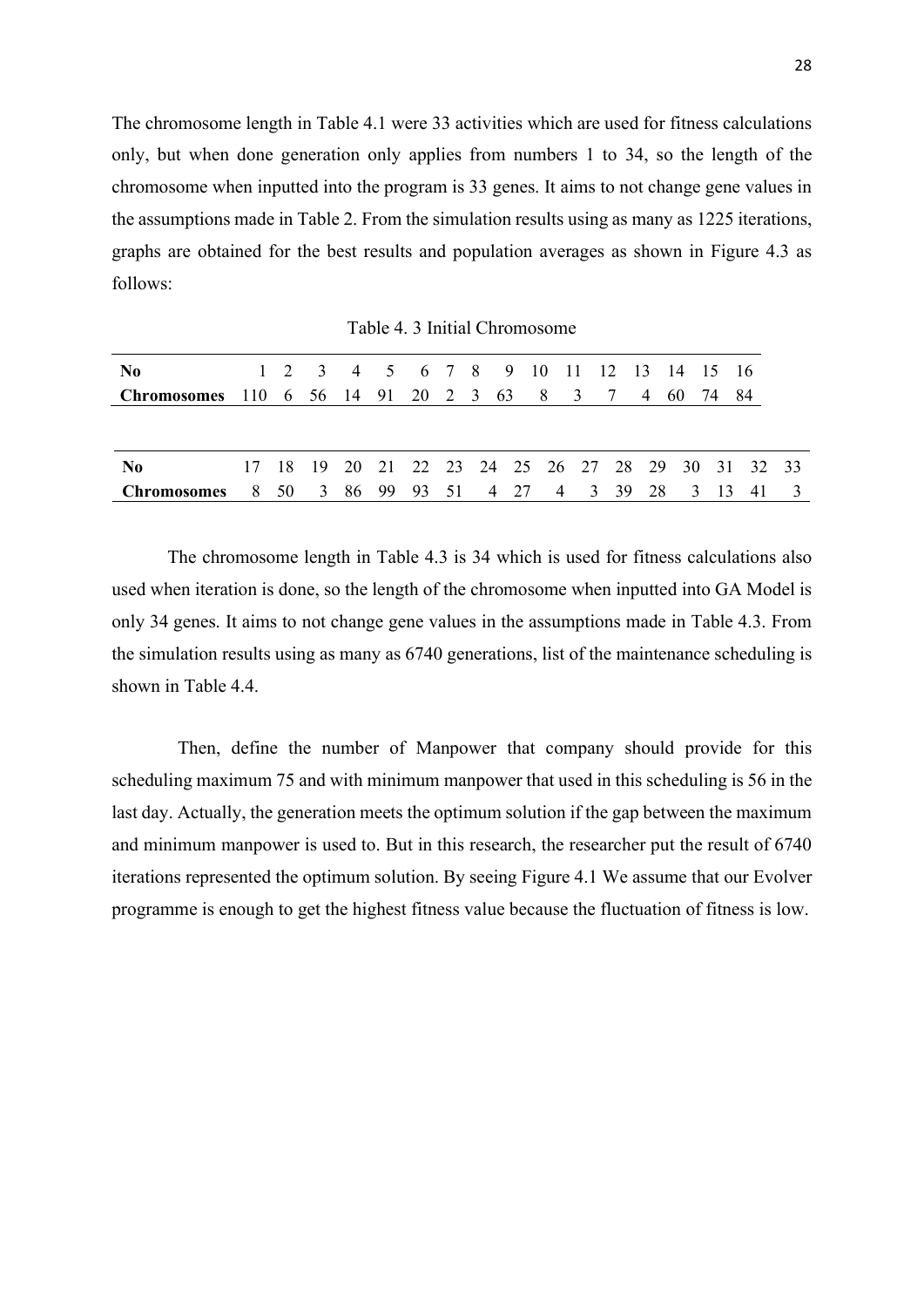The chromosome length in Table 4.1 were 33 activities which are used for fitness calculations only, but when done generation only applies from numbers 1 to 34, so the length of the chromosome when inputted into the program is 33 genes. It aims to not change gene values in the assumptions made in Table 2. From the simulation results using as many as 1225 iterations, graphs are obtained for the best results and population averages as shown in Figure 4.3 as follows:

Table 4. 3 Initial Chromosome

| **No** | 1 | 2 | 3 | 4 | 5 | 6 | 7 | 8 | 9 | 10 | 11 | 12 | 13 | 14 | 15 | 16 | |
|---|---|---|---|---|---|---|---|---|---|---|---|---|---|---|---|---|---|
| **Chromosomes** | 110 | 6 | 56 | 14 | 91 | 20 | 2 | 3 | 63 | 8 | 3 | 7 | 4 | 60 | 74 | 84 | |
| **No** | 17 | 18 | 19 | 20 | 21 | 22 | 23 | 24 | 25 | 26 | 27 | 28 | 29 | 30 | 31 | 32 | 33 |
| **Chromosomes** | 8 | 50 | 3 | 86 | 99 | 93 | 51 | 4 | 27 | 4 | 3 | 39 | 28 | 3 | 13 | 41 | 3 |

The chromosome length in Table 4.3 is 34 which is used for fitness calculations also used when iteration is done, so the length of the chromosome when inputted into GA Model is only 34 genes. It aims to not change gene values in the assumptions made in Table 4.3. From the simulation results using as many as 6740 generations, list of the maintenance scheduling is shown in Table 4.4.

Then, define the number of Manpower that company should provide for this scheduling maximum 75 and with minimum manpower that used in this scheduling is 56 in the last day. Actually, the generation meets the optimum solution if the gap between the maximum and minimum manpower is used to. But in this research, the researcher put the result of 6740 iterations represented the optimum solution. By seeing Figure 4.1 We assume that our Evolver programme is enough to get the highest fitness value because the fluctuation of fitness is low.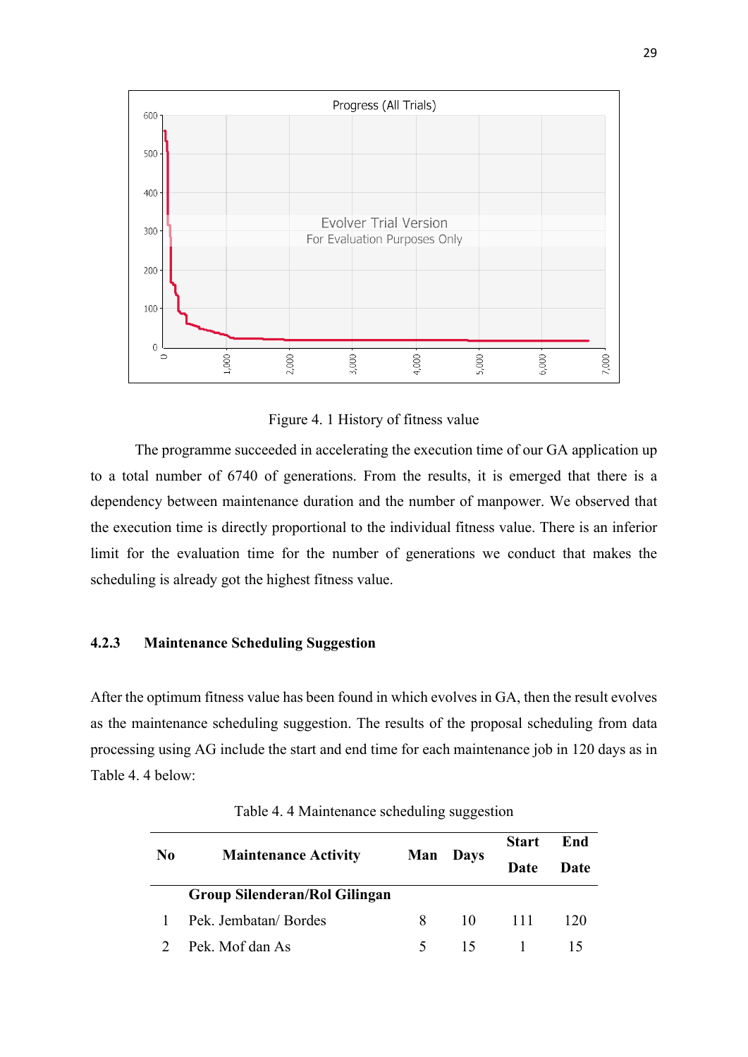Figure 4. 1 History of fitness value

The programme succeeded in accelerating the execution time of our GA application up to a total number of 6740 of generations. From the results, it is emerged that there is a dependency between maintenance duration and the number of manpower. We observed that the execution time is directly proportional to the individual fitness value. There is an inferior limit for the evaluation time for the number of generations we conduct that makes the scheduling is already got the highest fitness value.

### 4.2.3 Maintenance Scheduling Suggestion

After the optimum fitness value has been found in which evolves in GA, then the result evolves as the maintenance scheduling suggestion. The results of the proposal scheduling from data processing using AG include the start and end time for each maintenance job in 120 days as in Table 4. 4 below:

Table 4. 4 Maintenance scheduling suggestion

| No | Maintenance Activity | Man | Days | Start Date | End Date |
|---|---|---|---|---|---|
| | **Group Silenderan/Rol Gilingan** | | | | |
| 1 | Pek. Jembatan/ Bordes | 8 | 10 | 111 | 120 |
| 2 | Pek. Mof dan As | 5 | 15 | 1 | 15 |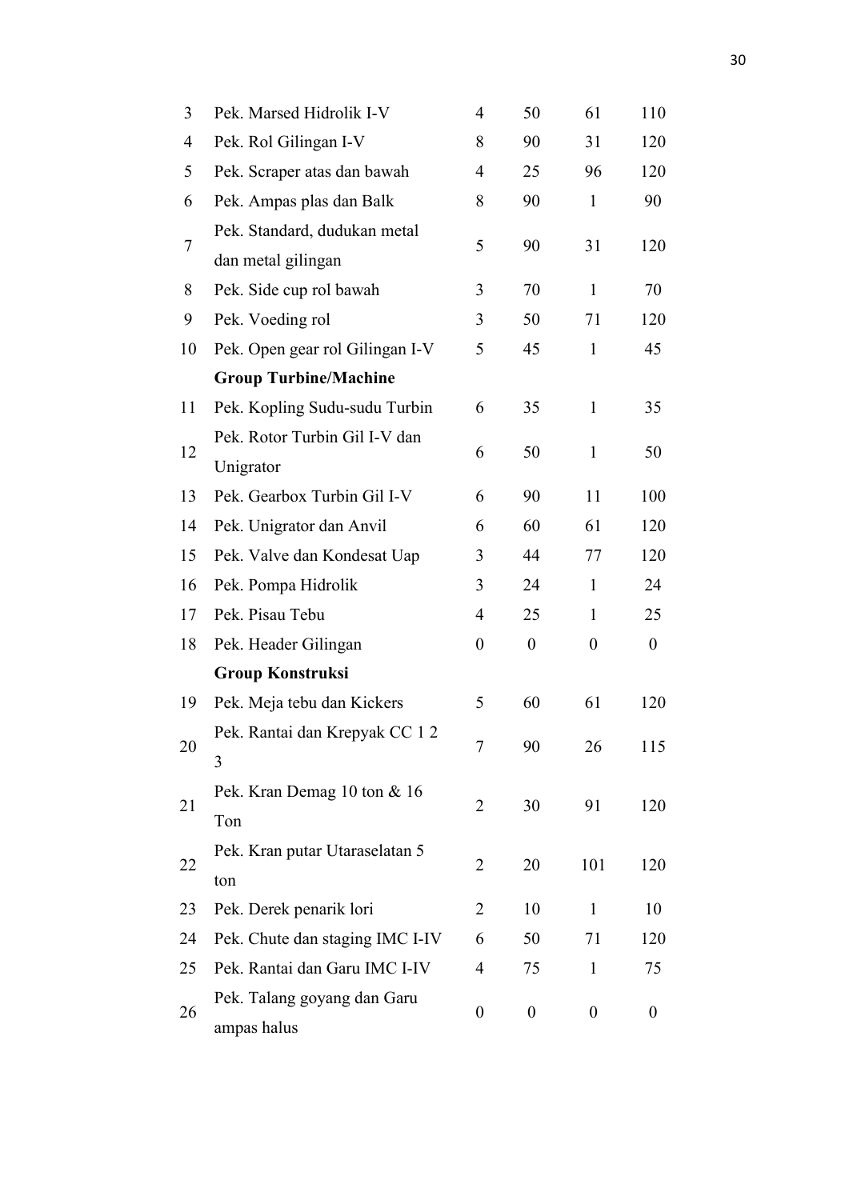| | | | | | |
|---|---|---|---|---|---|
| 3 | Pek. Marsed Hidrolik I-V | 4 | 50 | 61 | 110 |
| 4 | Pek. Rol Gilingan I-V | 8 | 90 | 31 | 120 |
| 5 | Pek. Scraper atas dan bawah | 4 | 25 | 96 | 120 |
| 6 | Pek. Ampas plas dan Balk | 8 | 90 | 1 | 90 |
| 7 | Pek. Standard, dudukan metal dan metal gilingan | 5 | 90 | 31 | 120 |
| 8 | Pek. Side cup rol bawah | 3 | 70 | 1 | 70 |
| 9 | Pek. Voeding rol | 3 | 50 | 71 | 120 |
| 10 | Pek. Open gear rol Gilingan I-V | 5 | 45 | 1 | 45 |
| | **Group Turbine/Machine** | | | | |
| 11 | Pek. Kopling Sudu-sudu Turbin | 6 | 35 | 1 | 35 |
| 12 | Pek. Rotor Turbin Gil I-V dan Unigrator | 6 | 50 | 1 | 50 |
| 13 | Pek. Gearbox Turbin Gil I-V | 6 | 90 | 11 | 100 |
| 14 | Pek. Unigrator dan Anvil | 6 | 60 | 61 | 120 |
| 15 | Pek. Valve dan Kondesat Uap | 3 | 44 | 77 | 120 |
| 16 | Pek. Pompa Hidrolik | 3 | 24 | 1 | 24 |
| 17 | Pek. Pisau Tebu | 4 | 25 | 1 | 25 |
| 18 | Pek. Header Gilingan | 0 | 0 | 0 | 0 |
| | **Group Konstruksi** | | | | |
| 19 | Pek. Meja tebu dan Kickers | 5 | 60 | 61 | 120 |
| 20 | Pek. Rantai dan Krepyak CC 1 2 3 | 7 | 90 | 26 | 115 |
| 21 | Pek. Kran Demag 10 ton & 16 Ton | 2 | 30 | 91 | 120 |
| 22 | Pek. Kran putar Utaraselatan 5 ton | 2 | 20 | 101 | 120 |
| 23 | Pek. Derek penarik lori | 2 | 10 | 1 | 10 |
| 24 | Pek. Chute dan staging IMC I-IV | 6 | 50 | 71 | 120 |
| 25 | Pek. Rantai dan Garu IMC I-IV | 4 | 75 | 1 | 75 |
| 26 | Pek. Talang goyang dan Garu ampas halus | 0 | 0 | 0 | 0 |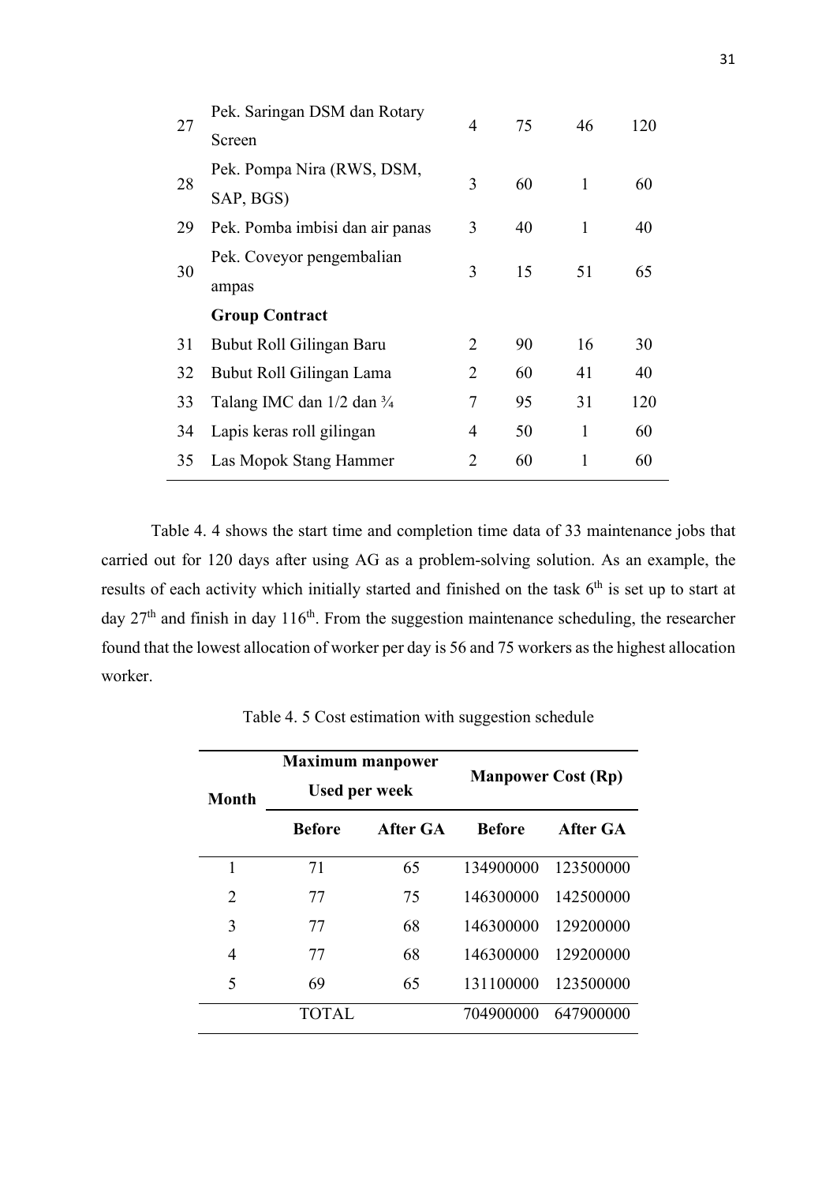| 27 | Pek. Saringan DSM dan Rotary Screen | 4 | 75 | 46 | 120 |
|---|---|---|---|---|---|
| 28 | Pek. Pompa Nira (RWS, DSM, SAP, BGS) | 3 | 60 | 1 | 60 |
| 29 | Pek. Pomba imbisi dan air panas | 3 | 40 | 1 | 40 |
| 30 | Pek. Coveyor pengembalian ampas | 3 | 15 | 51 | 65 |
| | **Group Contract** | | | | |
| 31 | Bubut Roll Gilingan Baru | 2 | 90 | 16 | 30 |
| 32 | Bubut Roll Gilingan Lama | 2 | 60 | 41 | 40 |
| 33 | Talang IMC dan 1/2 dan ¾ | 7 | 95 | 31 | 120 |
| 34 | Lapis keras roll gilingan | 4 | 50 | 1 | 60 |
| 35 | Las Mopok Stang Hammer | 2 | 60 | 1 | 60 |

Table 4. 4 shows the start time and completion time data of 33 maintenance jobs that carried out for 120 days after using AG as a problem-solving solution. As an example, the results of each activity which initially started and finished on the task 6th is set up to start at day 27th and finish in day 116th. From the suggestion maintenance scheduling, the researcher found that the lowest allocation of worker per day is 56 and 75 workers as the highest allocation worker.

Table 4. 5 Cost estimation with suggestion schedule

| Month | Maximum manpower Used per week | | Manpower Cost (Rp) | |
|---|---|---|---|---|
| | **Before** | **After GA** | **Before** | **After GA** |
| 1 | 71 | 65 | 134900000 | 123500000 |
| 2 | 77 | 75 | 146300000 | 142500000 |
| 3 | 77 | 68 | 146300000 | 129200000 |
| 4 | 77 | 68 | 146300000 | 129200000 |
| 5 | 69 | 65 | 131100000 | 123500000 |
| | TOTAL | | 704900000 | 647900000 |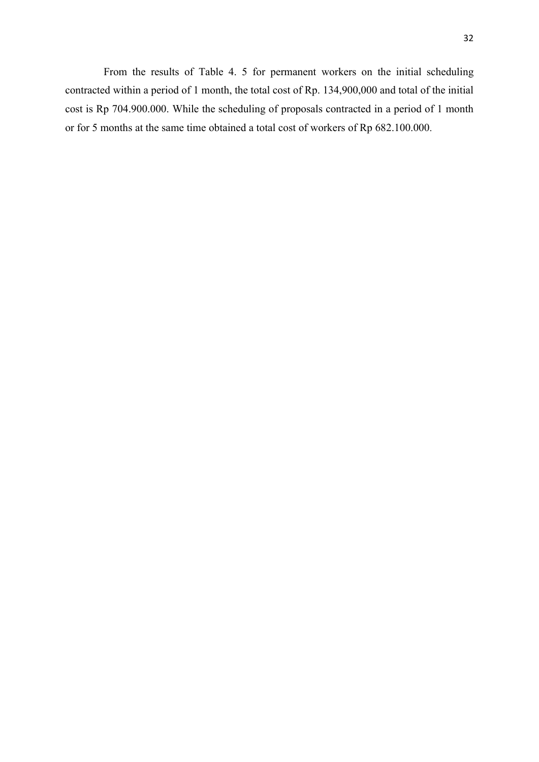From the results of Table 4. 5 for permanent workers on the initial scheduling contracted within a period of 1 month, the total cost of Rp. 134,900,000 and total of the initial cost is Rp 704.900.000. While the scheduling of proposals contracted in a period of 1 month or for 5 months at the same time obtained a total cost of workers of Rp 682.100.000.